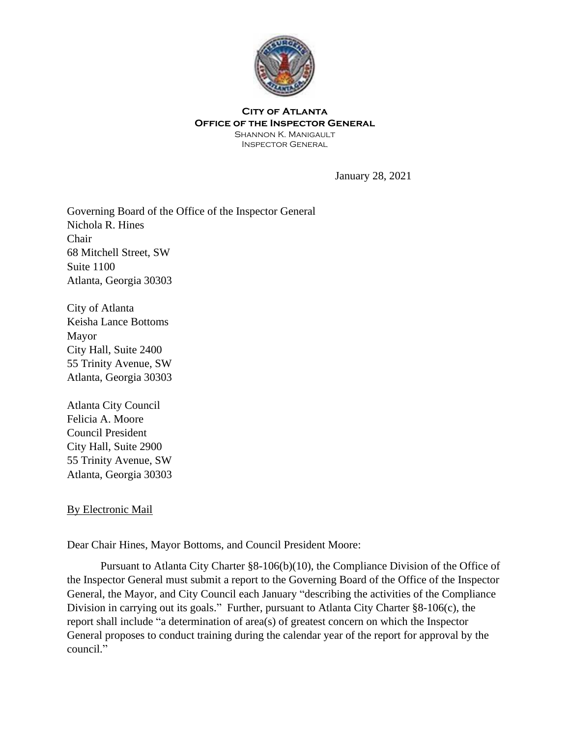**City of Atlanta**
**Office of the Inspector General**
Shannon K. Manigault
Inspector General

January 28, 2021

Governing Board of the Office of the Inspector General
Nichola R. Hines
Chair
68 Mitchell Street, SW
Suite 1100
Atlanta, Georgia 30303

City of Atlanta
Keisha Lance Bottoms
Mayor
City Hall, Suite 2400
55 Trinity Avenue, SW
Atlanta, Georgia 30303

Atlanta City Council
Felicia A. Moore
Council President
City Hall, Suite 2900
55 Trinity Avenue, SW
Atlanta, Georgia 30303

By Electronic Mail

Dear Chair Hines, Mayor Bottoms, and Council President Moore:

Pursuant to Atlanta City Charter §8-106(b)(10), the Compliance Division of the Office of the Inspector General must submit a report to the Governing Board of the Office of the Inspector General, the Mayor, and City Council each January "describing the activities of the Compliance Division in carrying out its goals." Further, pursuant to Atlanta City Charter §8-106(c), the report shall include "a determination of area(s) of greatest concern on which the Inspector General proposes to conduct training during the calendar year of the report for approval by the council."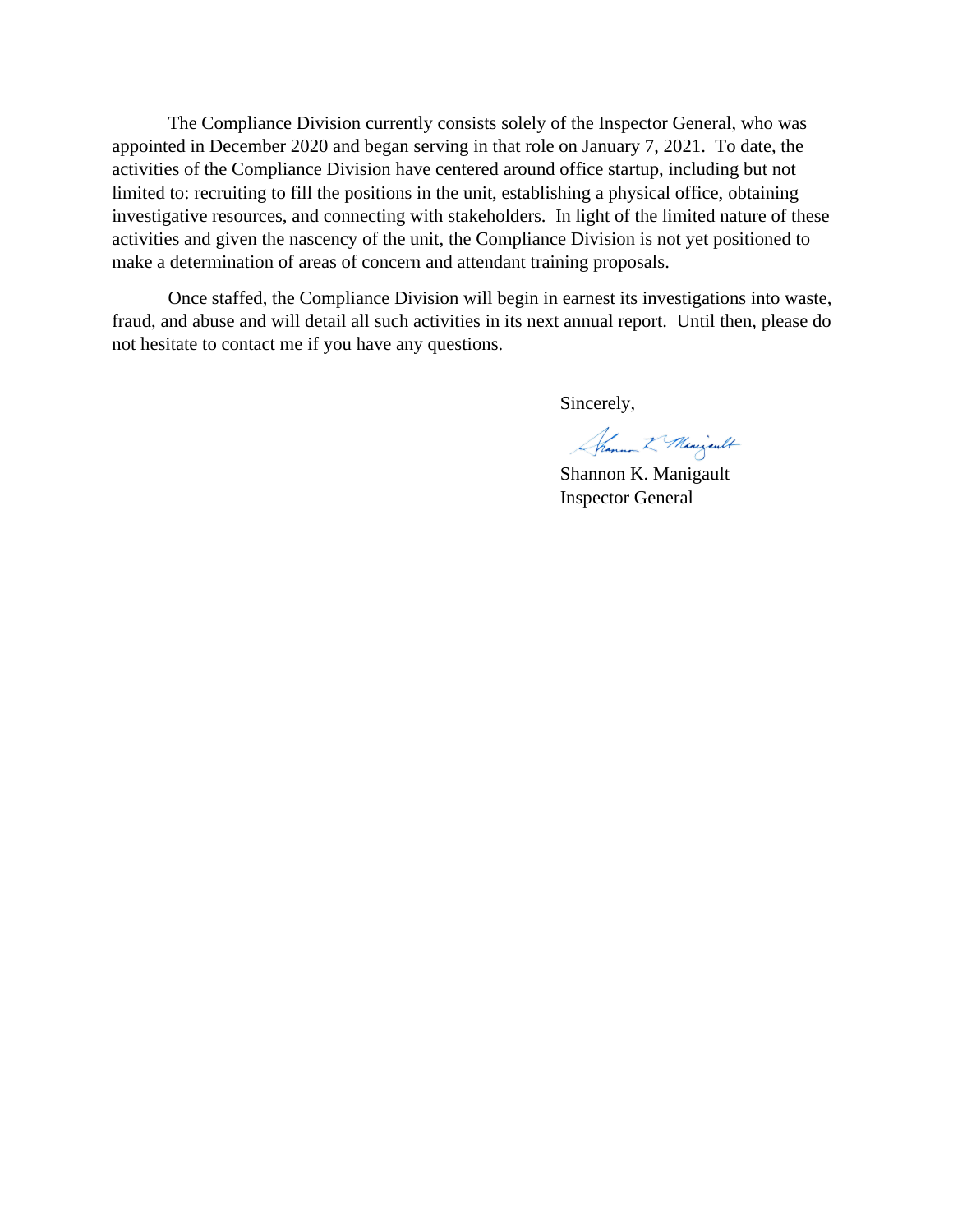The Compliance Division currently consists solely of the Inspector General, who was appointed in December 2020 and began serving in that role on January 7, 2021. To date, the activities of the Compliance Division have centered around office startup, including but not limited to: recruiting to fill the positions in the unit, establishing a physical office, obtaining investigative resources, and connecting with stakeholders. In light of the limited nature of these activities and given the nascency of the unit, the Compliance Division is not yet positioned to make a determination of areas of concern and attendant training proposals.

Once staffed, the Compliance Division will begin in earnest its investigations into waste, fraud, and abuse and will detail all such activities in its next annual report. Until then, please do not hesitate to contact me if you have any questions.

Sincerely,

Shannon K. Manigault
Inspector General